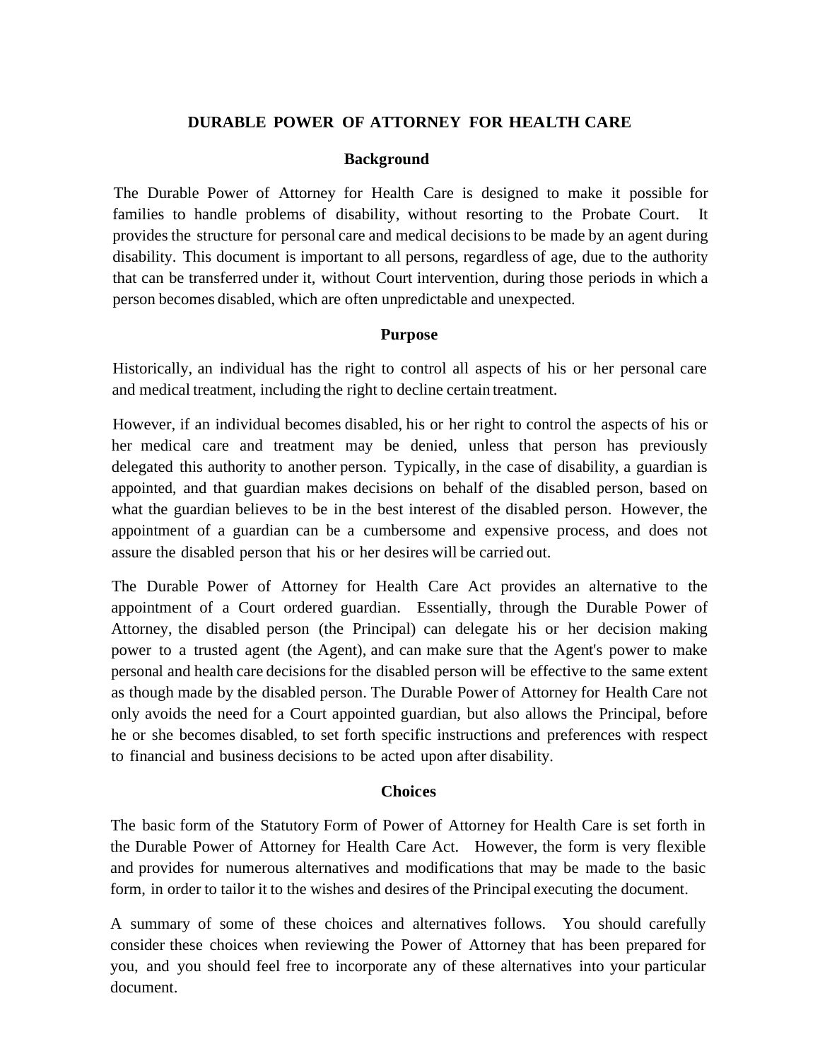# DURABLE POWER OF ATTORNEY FOR HEALTH CARE

## Background

The Durable Power of Attorney for Health Care is designed to make it possible for families to handle problems of disability, without resorting to the Probate Court. It provides the structure for personal care and medical decisions to be made by an agent during disability. This document is important to all persons, regardless of age, due to the authority that can be transferred under it, without Court intervention, during those periods in which a person becomes disabled, which are often unpredictable and unexpected.

## Purpose

Historically, an individual has the right to control all aspects of his or her personal care and medical treatment, including the right to decline certain treatment.

However, if an individual becomes disabled, his or her right to control the aspects of his or her medical care and treatment may be denied, unless that person has previously delegated this authority to another person. Typically, in the case of disability, a guardian is appointed, and that guardian makes decisions on behalf of the disabled person, based on what the guardian believes to be in the best interest of the disabled person. However, the appointment of a guardian can be a cumbersome and expensive process, and does not assure the disabled person that his or her desires will be carried out.

The Durable Power of Attorney for Health Care Act provides an alternative to the appointment of a Court ordered guardian. Essentially, through the Durable Power of Attorney, the disabled person (the Principal) can delegate his or her decision making power to a trusted agent (the Agent), and can make sure that the Agent's power to make personal and health care decisions for the disabled person will be effective to the same extent as though made by the disabled person. The Durable Power of Attorney for Health Care not only avoids the need for a Court appointed guardian, but also allows the Principal, before he or she becomes disabled, to set forth specific instructions and preferences with respect to financial and business decisions to be acted upon after disability.

## Choices

The basic form of the Statutory Form of Power of Attorney for Health Care is set forth in the Durable Power of Attorney for Health Care Act. However, the form is very flexible and provides for numerous alternatives and modifications that may be made to the basic form, in order to tailor it to the wishes and desires of the Principal executing the document.

A summary of some of these choices and alternatives follows. You should carefully consider these choices when reviewing the Power of Attorney that has been prepared for you, and you should feel free to incorporate any of these alternatives into your particular document.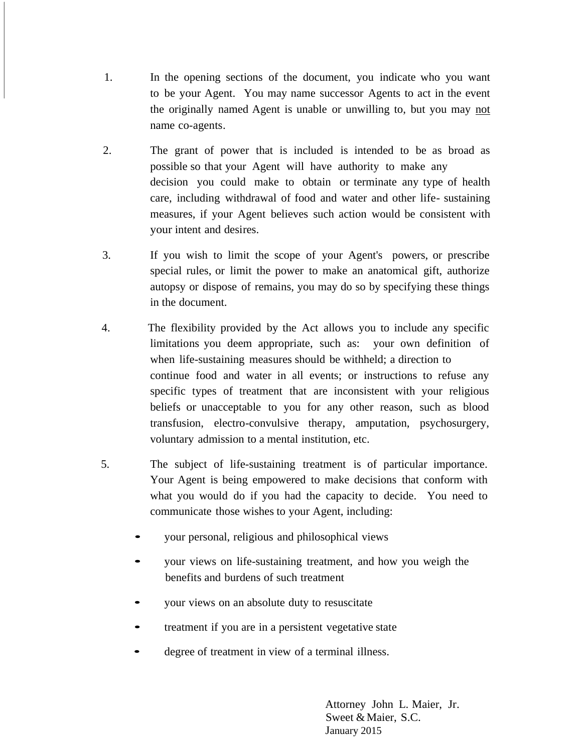1. In the opening sections of the document, you indicate who you want to be your Agent. You may name successor Agents to act in the event the originally named Agent is unable or unwilling to, but you may <u>not</u> name co-agents.

2. The grant of power that is included is intended to be as broad as possible so that your Agent will have authority to make any decision you could make to obtain or terminate any type of health care, including withdrawal of food and water and other life- sustaining measures, if your Agent believes such action would be consistent with your intent and desires.

3. If you wish to limit the scope of your Agent's powers, or prescribe special rules, or limit the power to make an anatomical gift, authorize autopsy or dispose of remains, you may do so by specifying these things in the document.

4. The flexibility provided by the Act allows you to include any specific limitations you deem appropriate, such as: your own definition of when life-sustaining measures should be withheld; a direction to continue food and water in all events; or instructions to refuse any specific types of treatment that are inconsistent with your religious beliefs or unacceptable to you for any other reason, such as blood transfusion, electro-convulsive therapy, amputation, psychosurgery, voluntary admission to a mental institution, etc.

5. The subject of life-sustaining treatment is of particular importance. Your Agent is being empowered to make decisions that conform with what you would do if you had the capacity to decide. You need to communicate those wishes to your Agent, including:

   - your personal, religious and philosophical views
   - your views on life-sustaining treatment, and how you weigh the benefits and burdens of such treatment
   - your views on an absolute duty to resuscitate
   - treatment if you are in a persistent vegetative state
   - degree of treatment in view of a terminal illness.

Attorney John L. Maier, Jr.
Sweet & Maier, S.C.
January 2015